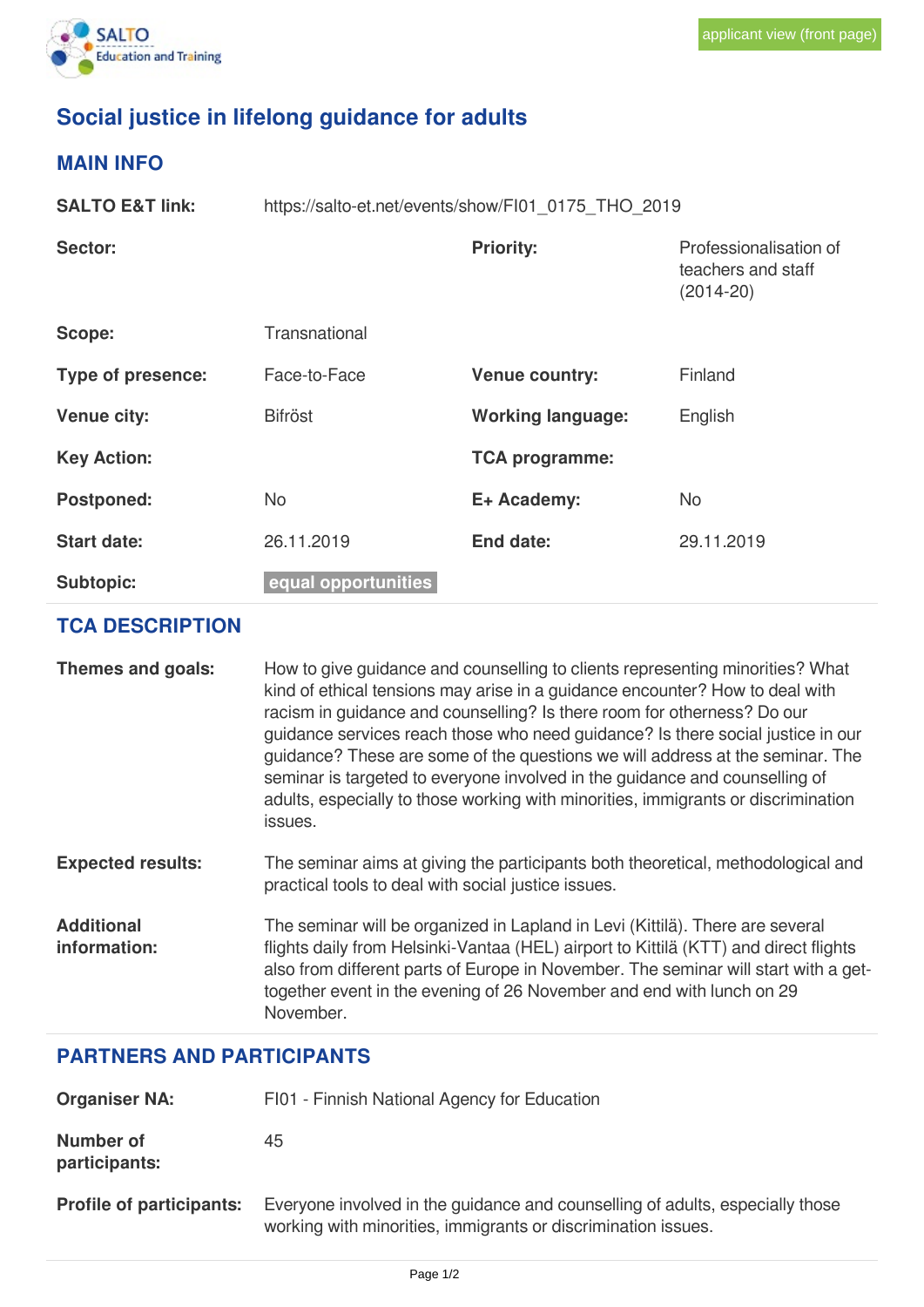applicant view (front page)

# Social justice in lifelong guidance for adults

## MAIN INFO

| | | | |
|---|---|---|---|
| **SALTO E&T link:** | https://salto-et.net/events/show/FI01_0175_THO_2019 | | |
| **Sector:** | | **Priority:** | Professionalisation of teachers and staff (2014-20) |
| **Scope:** | Transnational | | |
| **Type of presence:** | Face-to-Face | **Venue country:** | Finland |
| **Venue city:** | Bifröst | **Working language:** | English |
| **Key Action:** | | **TCA programme:** | |
| **Postponed:** | No | **E+ Academy:** | No |
| **Start date:** | 26.11.2019 | **End date:** | 29.11.2019 |
| **Subtopic:** | equal opportunities | | |

## TCA DESCRIPTION

**Themes and goals:** How to give guidance and counselling to clients representing minorities? What kind of ethical tensions may arise in a guidance encounter? How to deal with racism in guidance and counselling? Is there room for otherness? Do our guidance services reach those who need guidance? Is there social justice in our guidance? These are some of the questions we will address at the seminar. The seminar is targeted to everyone involved in the guidance and counselling of adults, especially to those working with minorities, immigrants or discrimination issues.

**Expected results:** The seminar aims at giving the participants both theoretical, methodological and practical tools to deal with social justice issues.

**Additional information:** The seminar will be organized in Lapland in Levi (Kittilä). There are several flights daily from Helsinki-Vantaa (HEL) airport to Kittilä (KTT) and direct flights also from different parts of Europe in November. The seminar will start with a get-together event in the evening of 26 November and end with lunch on 29 November.

## PARTNERS AND PARTICIPANTS

**Organiser NA:** FI01 - Finnish National Agency for Education

**Number of participants:** 45

**Profile of participants:** Everyone involved in the guidance and counselling of adults, especially those working with minorities, immigrants or discrimination issues.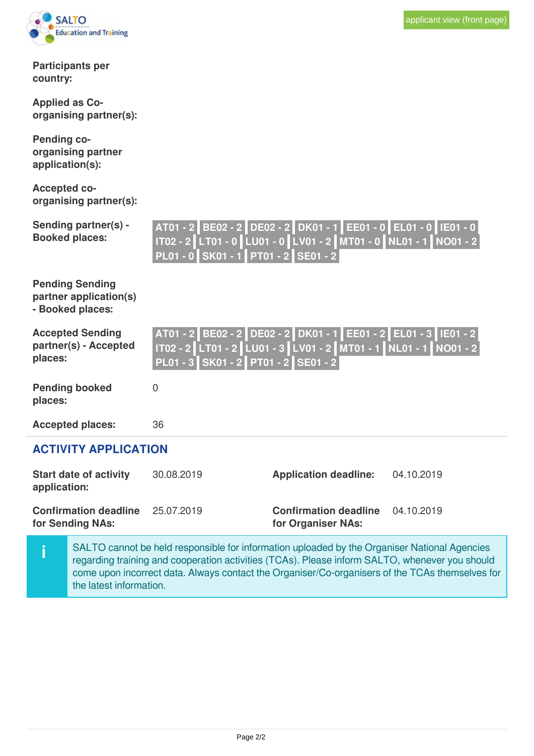applicant view (front page)

**Participants per country:**

**Applied as Co-organising partner(s):**

**Pending co-organising partner application(s):**

**Accepted co-organising partner(s):**

**Sending partner(s) - Booked places:** AT01 - 2 | BE02 - 2 | DE02 - 2 | DK01 - 1 | EE01 - 0 | EL01 - 0 | IE01 - 0 | IT02 - 2 | LT01 - 0 | LU01 - 0 | LV01 - 2 | MT01 - 0 | NL01 - 1 | NO01 - 2 | PL01 - 0 | SK01 - 1 | PT01 - 2 | SE01 - 2

**Pending Sending partner application(s) - Booked places:**

**Accepted Sending partner(s) - Accepted places:** AT01 - 2 | BE02 - 2 | DE02 - 2 | DK01 - 1 | EE01 - 2 | EL01 - 3 | IE01 - 2 | IT02 - 2 | LT01 - 2 | LU01 - 3 | LV01 - 2 | MT01 - 1 | NL01 - 1 | NO01 - 2 | PL01 - 3 | SK01 - 2 | PT01 - 2 | SE01 - 2

**Pending booked places:** 0

**Accepted places:** 36

## ACTIVITY APPLICATION

| | | | |
|---|---|---|---|
| **Start date of activity application:** | 30.08.2019 | **Application deadline:** | 04.10.2019 |
| **Confirmation deadline for Sending NAs:** | 25.07.2019 | **Confirmation deadline for Organiser NAs:** | 04.10.2019 |

SALTO cannot be held responsible for information uploaded by the Organiser National Agencies regarding training and cooperation activities (TCAs). Please inform SALTO, whenever you should come upon incorrect data. Always contact the Organiser/Co-organisers of the TCAs themselves for the latest information.